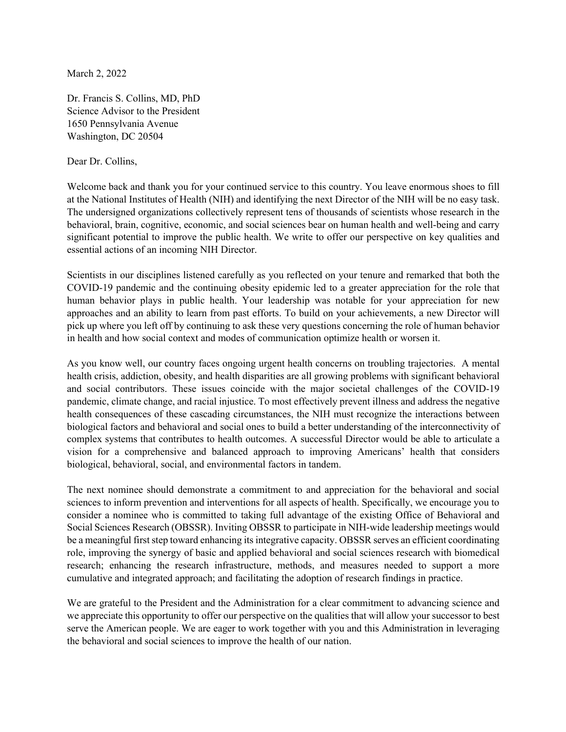March 2, 2022

Dr. Francis S. Collins, MD, PhD
Science Advisor to the President
1650 Pennsylvania Avenue
Washington, DC 20504

Dear Dr. Collins,

Welcome back and thank you for your continued service to this country. You leave enormous shoes to fill at the National Institutes of Health (NIH) and identifying the next Director of the NIH will be no easy task. The undersigned organizations collectively represent tens of thousands of scientists whose research in the behavioral, brain, cognitive, economic, and social sciences bear on human health and well-being and carry significant potential to improve the public health. We write to offer our perspective on key qualities and essential actions of an incoming NIH Director.

Scientists in our disciplines listened carefully as you reflected on your tenure and remarked that both the COVID-19 pandemic and the continuing obesity epidemic led to a greater appreciation for the role that human behavior plays in public health. Your leadership was notable for your appreciation for new approaches and an ability to learn from past efforts. To build on your achievements, a new Director will pick up where you left off by continuing to ask these very questions concerning the role of human behavior in health and how social context and modes of communication optimize health or worsen it.

As you know well, our country faces ongoing urgent health concerns on troubling trajectories. A mental health crisis, addiction, obesity, and health disparities are all growing problems with significant behavioral and social contributors. These issues coincide with the major societal challenges of the COVID-19 pandemic, climate change, and racial injustice. To most effectively prevent illness and address the negative health consequences of these cascading circumstances, the NIH must recognize the interactions between biological factors and behavioral and social ones to build a better understanding of the interconnectivity of complex systems that contributes to health outcomes. A successful Director would be able to articulate a vision for a comprehensive and balanced approach to improving Americans' health that considers biological, behavioral, social, and environmental factors in tandem.

The next nominee should demonstrate a commitment to and appreciation for the behavioral and social sciences to inform prevention and interventions for all aspects of health. Specifically, we encourage you to consider a nominee who is committed to taking full advantage of the existing Office of Behavioral and Social Sciences Research (OBSSR). Inviting OBSSR to participate in NIH-wide leadership meetings would be a meaningful first step toward enhancing its integrative capacity. OBSSR serves an efficient coordinating role, improving the synergy of basic and applied behavioral and social sciences research with biomedical research; enhancing the research infrastructure, methods, and measures needed to support a more cumulative and integrated approach; and facilitating the adoption of research findings in practice.

We are grateful to the President and the Administration for a clear commitment to advancing science and we appreciate this opportunity to offer our perspective on the qualities that will allow your successor to best serve the American people. We are eager to work together with you and this Administration in leveraging the behavioral and social sciences to improve the health of our nation.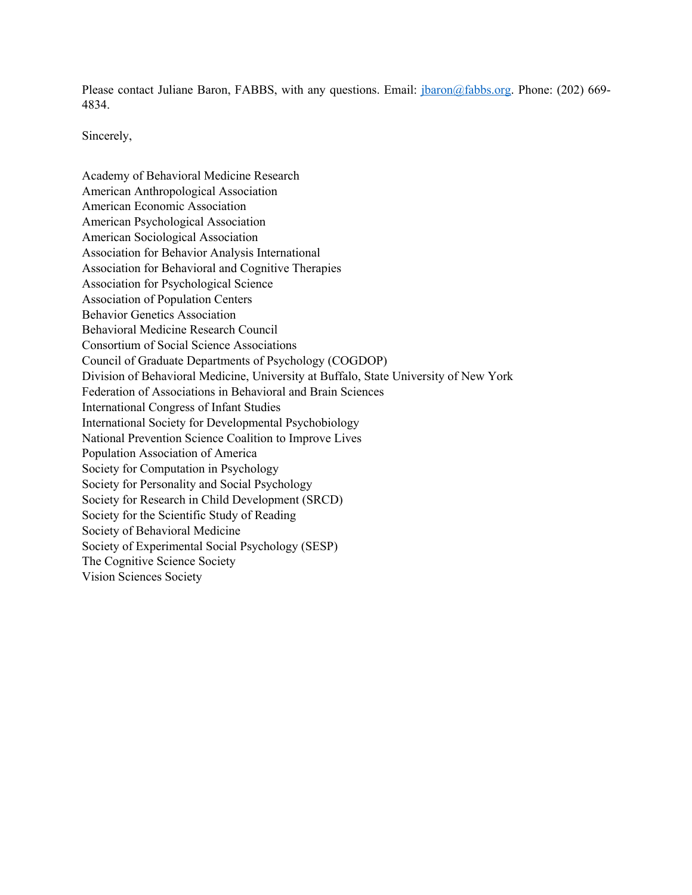Please contact Juliane Baron, FABBS, with any questions. Email: [jbaron@fabbs.org](mailto:jbaron@fabbs.org). Phone: (202) 669-4834.

Sincerely,

Academy of Behavioral Medicine Research
American Anthropological Association
American Economic Association
American Psychological Association
American Sociological Association
Association for Behavior Analysis International
Association for Behavioral and Cognitive Therapies
Association for Psychological Science
Association of Population Centers
Behavior Genetics Association
Behavioral Medicine Research Council
Consortium of Social Science Associations
Council of Graduate Departments of Psychology (COGDOP)
Division of Behavioral Medicine, University at Buffalo, State University of New York
Federation of Associations in Behavioral and Brain Sciences
International Congress of Infant Studies
International Society for Developmental Psychobiology
National Prevention Science Coalition to Improve Lives
Population Association of America
Society for Computation in Psychology
Society for Personality and Social Psychology
Society for Research in Child Development (SRCD)
Society for the Scientific Study of Reading
Society of Behavioral Medicine
Society of Experimental Social Psychology (SESP)
The Cognitive Science Society
Vision Sciences Society